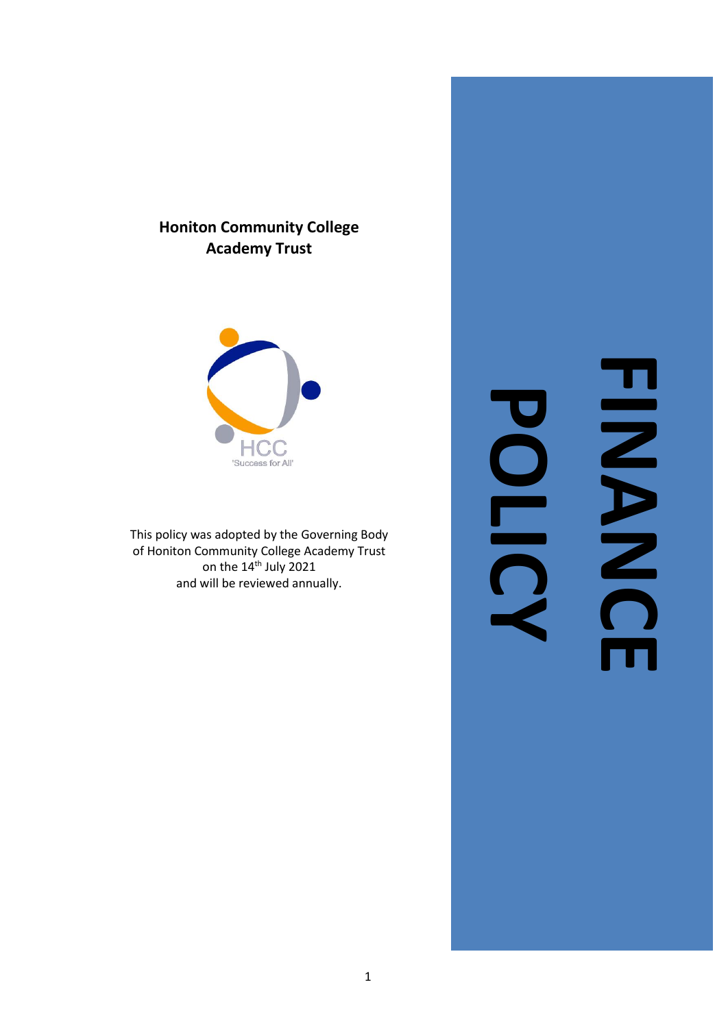**Honiton Community College Academy Trust**

HCC
'Success for All'

This policy was adopted by the Governing Body of Honiton Community College Academy Trust on the 14th July 2021 and will be reviewed annually.

# FINANCE POLICY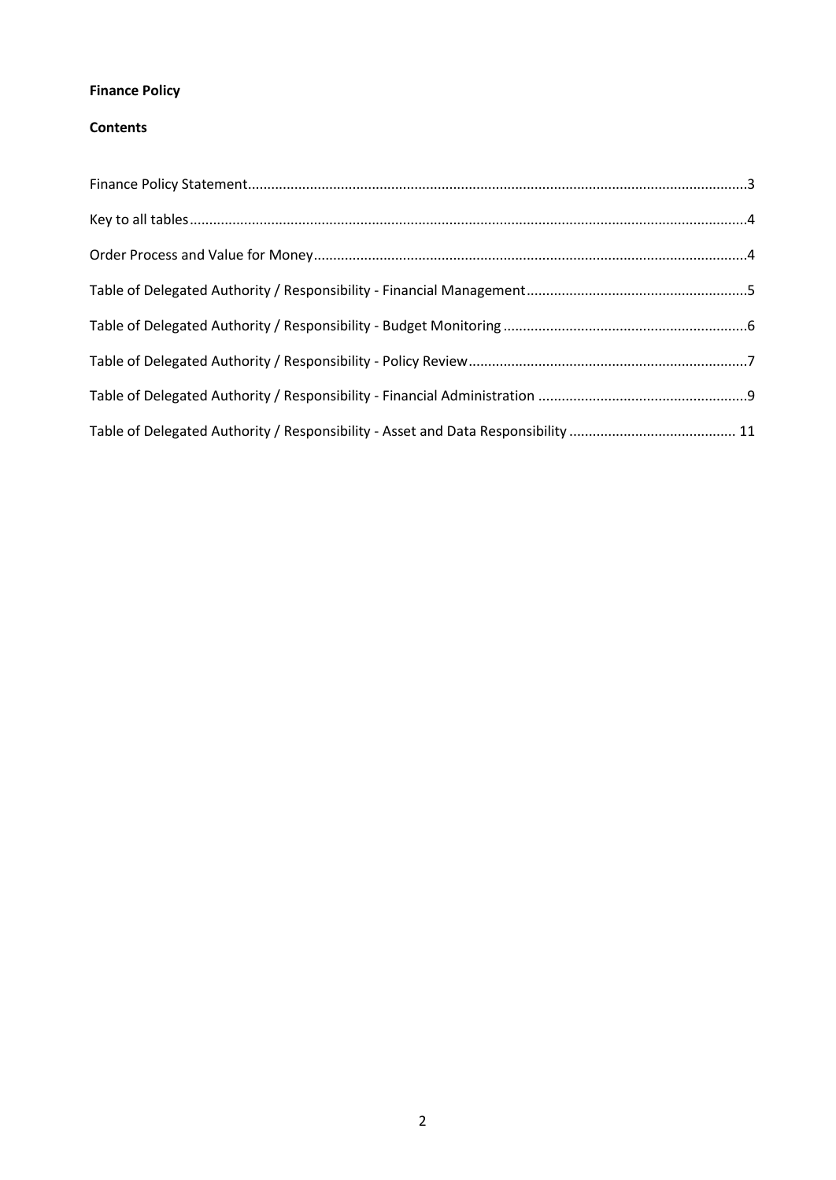**Finance Policy**

**Contents**

Finance Policy Statement....3

Key to all tables....4

Order Process and Value for Money....4

Table of Delegated Authority / Responsibility - Financial Management....5

Table of Delegated Authority / Responsibility - Budget Monitoring....6

Table of Delegated Authority / Responsibility - Policy Review....7

Table of Delegated Authority / Responsibility - Financial Administration....9

Table of Delegated Authority / Responsibility - Asset and Data Responsibility....11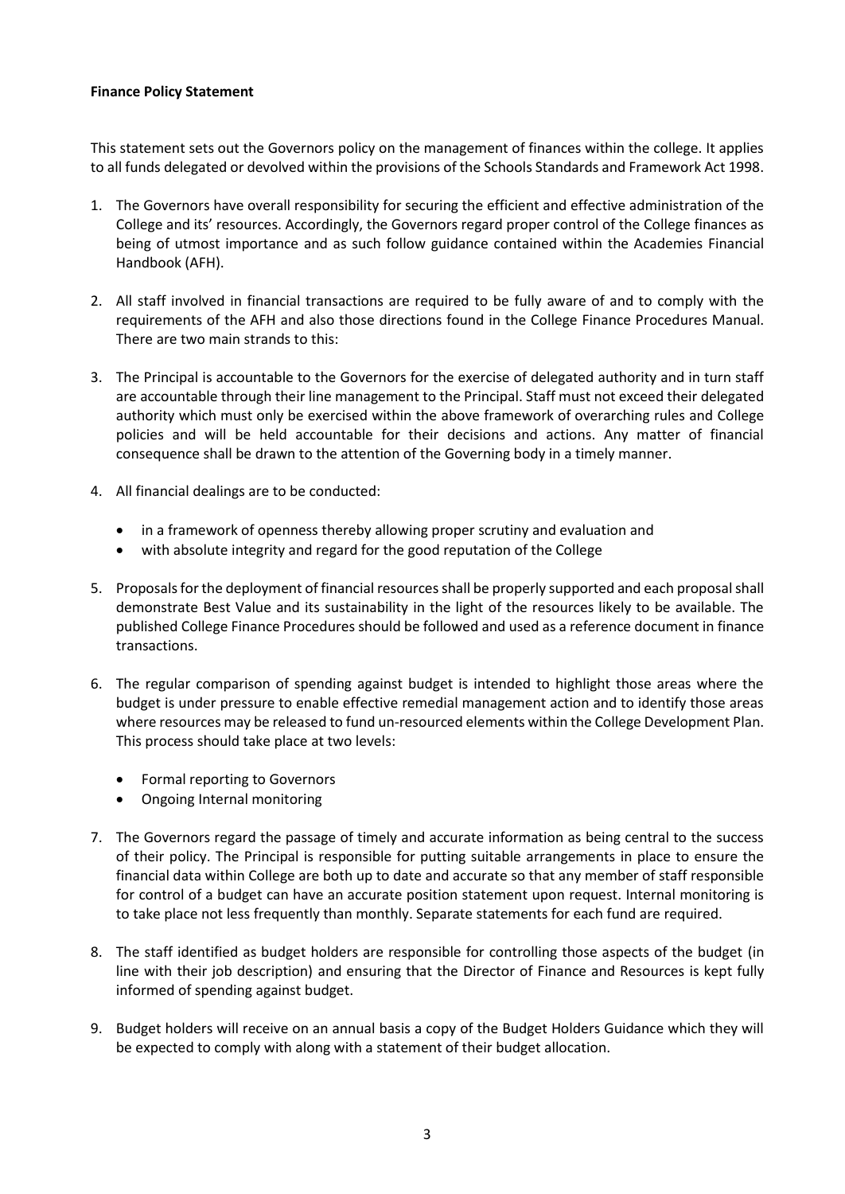**Finance Policy Statement**

This statement sets out the Governors policy on the management of finances within the college. It applies to all funds delegated or devolved within the provisions of the Schools Standards and Framework Act 1998.

1. The Governors have overall responsibility for securing the efficient and effective administration of the College and its' resources. Accordingly, the Governors regard proper control of the College finances as being of utmost importance and as such follow guidance contained within the Academies Financial Handbook (AFH).

2. All staff involved in financial transactions are required to be fully aware of and to comply with the requirements of the AFH and also those directions found in the College Finance Procedures Manual. There are two main strands to this:

3. The Principal is accountable to the Governors for the exercise of delegated authority and in turn staff are accountable through their line management to the Principal. Staff must not exceed their delegated authority which must only be exercised within the above framework of overarching rules and College policies and will be held accountable for their decisions and actions. Any matter of financial consequence shall be drawn to the attention of the Governing body in a timely manner.

4. All financial dealings are to be conducted:

   - in a framework of openness thereby allowing proper scrutiny and evaluation and
   - with absolute integrity and regard for the good reputation of the College

5. Proposals for the deployment of financial resources shall be properly supported and each proposal shall demonstrate Best Value and its sustainability in the light of the resources likely to be available. The published College Finance Procedures should be followed and used as a reference document in finance transactions.

6. The regular comparison of spending against budget is intended to highlight those areas where the budget is under pressure to enable effective remedial management action and to identify those areas where resources may be released to fund un-resourced elements within the College Development Plan. This process should take place at two levels:

   - Formal reporting to Governors
   - Ongoing Internal monitoring

7. The Governors regard the passage of timely and accurate information as being central to the success of their policy. The Principal is responsible for putting suitable arrangements in place to ensure the financial data within College are both up to date and accurate so that any member of staff responsible for control of a budget can have an accurate position statement upon request. Internal monitoring is to take place not less frequently than monthly. Separate statements for each fund are required.

8. The staff identified as budget holders are responsible for controlling those aspects of the budget (in line with their job description) and ensuring that the Director of Finance and Resources is kept fully informed of spending against budget.

9. Budget holders will receive on an annual basis a copy of the Budget Holders Guidance which they will be expected to comply with along with a statement of their budget allocation.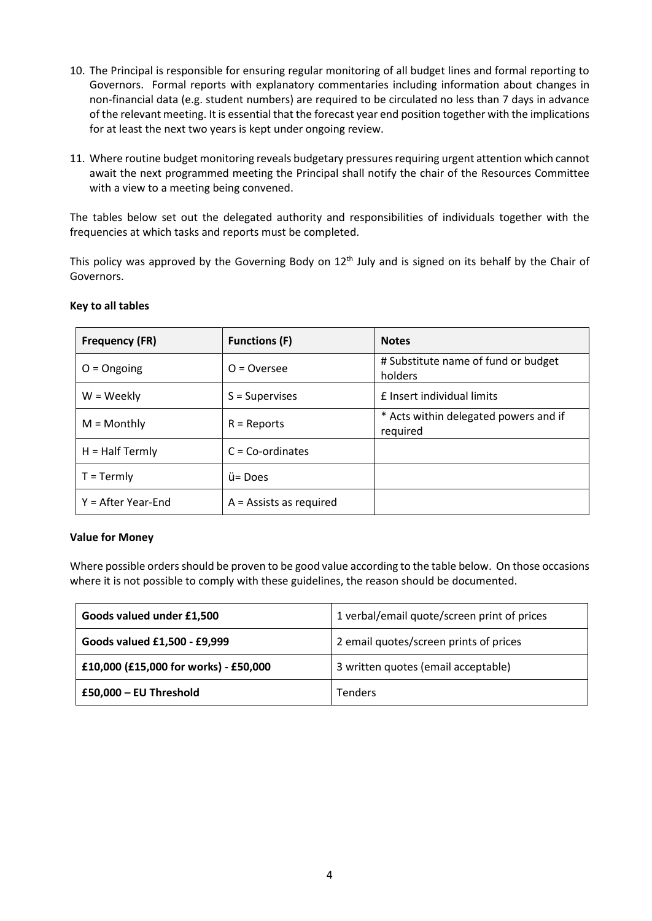10. The Principal is responsible for ensuring regular monitoring of all budget lines and formal reporting to Governors. Formal reports with explanatory commentaries including information about changes in non-financial data (e.g. student numbers) are required to be circulated no less than 7 days in advance of the relevant meeting. It is essential that the forecast year end position together with the implications for at least the next two years is kept under ongoing review.

11. Where routine budget monitoring reveals budgetary pressures requiring urgent attention which cannot await the next programmed meeting the Principal shall notify the chair of the Resources Committee with a view to a meeting being convened.

The tables below set out the delegated authority and responsibilities of individuals together with the frequencies at which tasks and reports must be completed.

This policy was approved by the Governing Body on 12th July and is signed on its behalf by the Chair of Governors.

**Key to all tables**

| Frequency (FR) | Functions (F) | Notes |
|---|---|---|
| O = Ongoing | O = Oversee | # Substitute name of fund or budget holders |
| W = Weekly | S = Supervises | £ Insert individual limits |
| M = Monthly | R = Reports | * Acts within delegated powers and if required |
| H = Half Termly | C = Co-ordinates | |
| T = Termly | ü= Does | |
| Y = After Year-End | A = Assists as required | |

**Value for Money**

Where possible orders should be proven to be good value according to the table below. On those occasions where it is not possible to comply with these guidelines, the reason should be documented.

| **Goods valued under £1,500** | 1 verbal/email quote/screen print of prices |
|---|---|
| **Goods valued £1,500 - £9,999** | 2 email quotes/screen prints of prices |
| **£10,000 (£15,000 for works) - £50,000** | 3 written quotes (email acceptable) |
| **£50,000 – EU Threshold** | Tenders |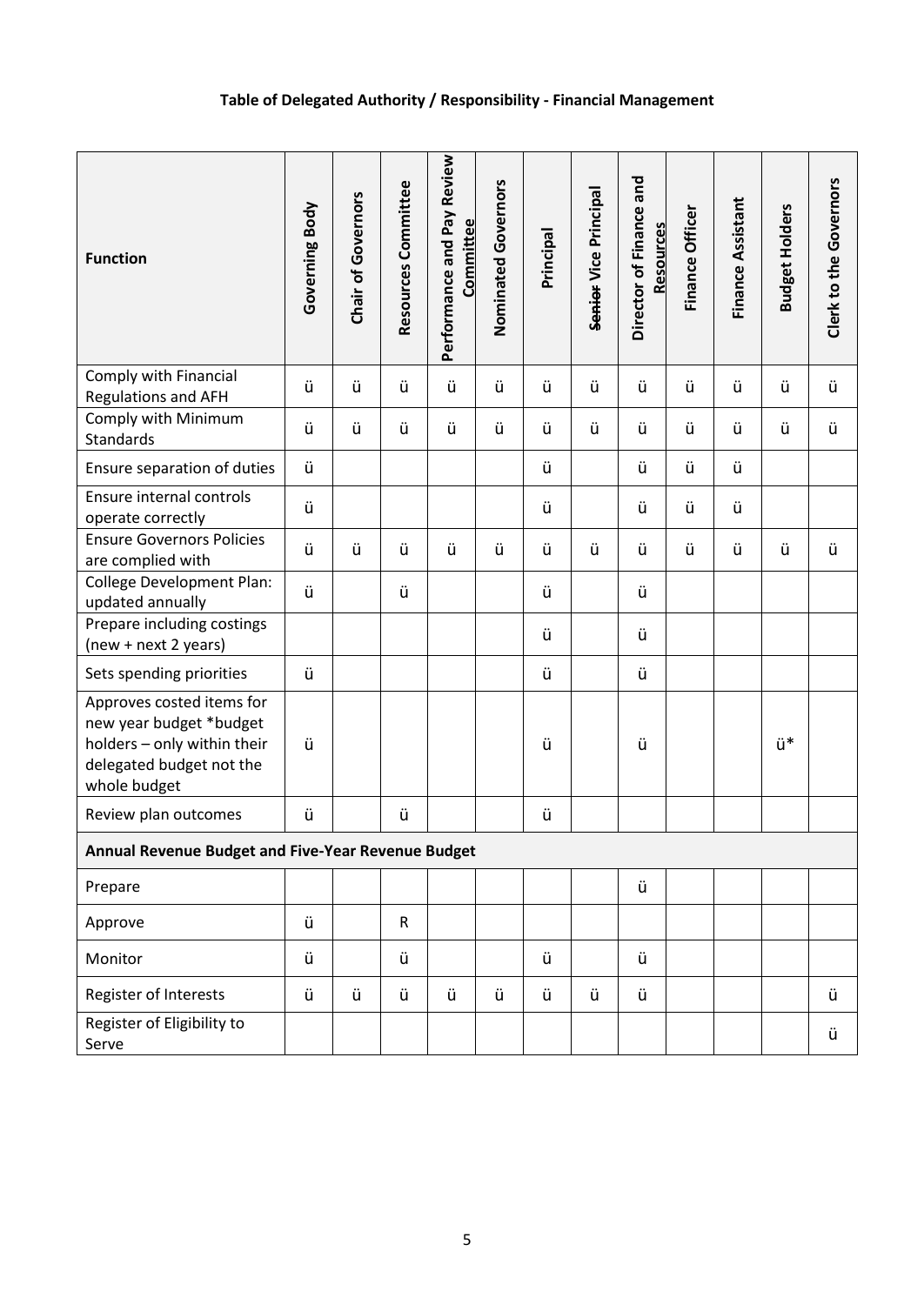## Table of Delegated Authority / Responsibility - Financial Management

| Function | Governing Body | Chair of Governors | Resources Committee | Performance and Pay Review Committee | Nominated Governors | Principal | ~~Senior~~ Vice Principal | Director of Finance and Resources | Finance Officer | Finance Assistant | Budget Holders | Clerk to the Governors |
|---|---|---|---|---|---|---|---|---|---|---|---|---|
| Comply with Financial Regulations and AFH | ü | ü | ü | ü | ü | ü | ü | ü | ü | ü | ü | ü |
| Comply with Minimum Standards | ü | ü | ü | ü | ü | ü | ü | ü | ü | ü | ü | ü |
| Ensure separation of duties | ü | | | | | ü | | ü | ü | ü | | |
| Ensure internal controls operate correctly | ü | | | | | ü | | ü | ü | ü | | |
| Ensure Governors Policies are complied with | ü | ü | ü | ü | ü | ü | ü | ü | ü | ü | ü | ü |
| College Development Plan: updated annually | ü | | ü | | | ü | | ü | | | | |
| Prepare including costings (new + next 2 years) | | | | | | ü | | ü | | | | |
| Sets spending priorities | ü | | | | | ü | | ü | | | | |
| Approves costed items for new year budget *budget holders – only within their delegated budget not the whole budget | ü | | | | | ü | | ü | | | ü* | |
| Review plan outcomes | ü | | ü | | | ü | | | | | | |
| **Annual Revenue Budget and Five-Year Revenue Budget** | | | | | | | | | | | | |
| Prepare | | | | | | | | ü | | | | |
| Approve | ü | | R | | | | | | | | | |
| Monitor | ü | | ü | | | ü | | ü | | | | |
| Register of Interests | ü | ü | ü | ü | ü | ü | ü | ü | | | | ü |
| Register of Eligibility to Serve | | | | | | | | | | | | ü |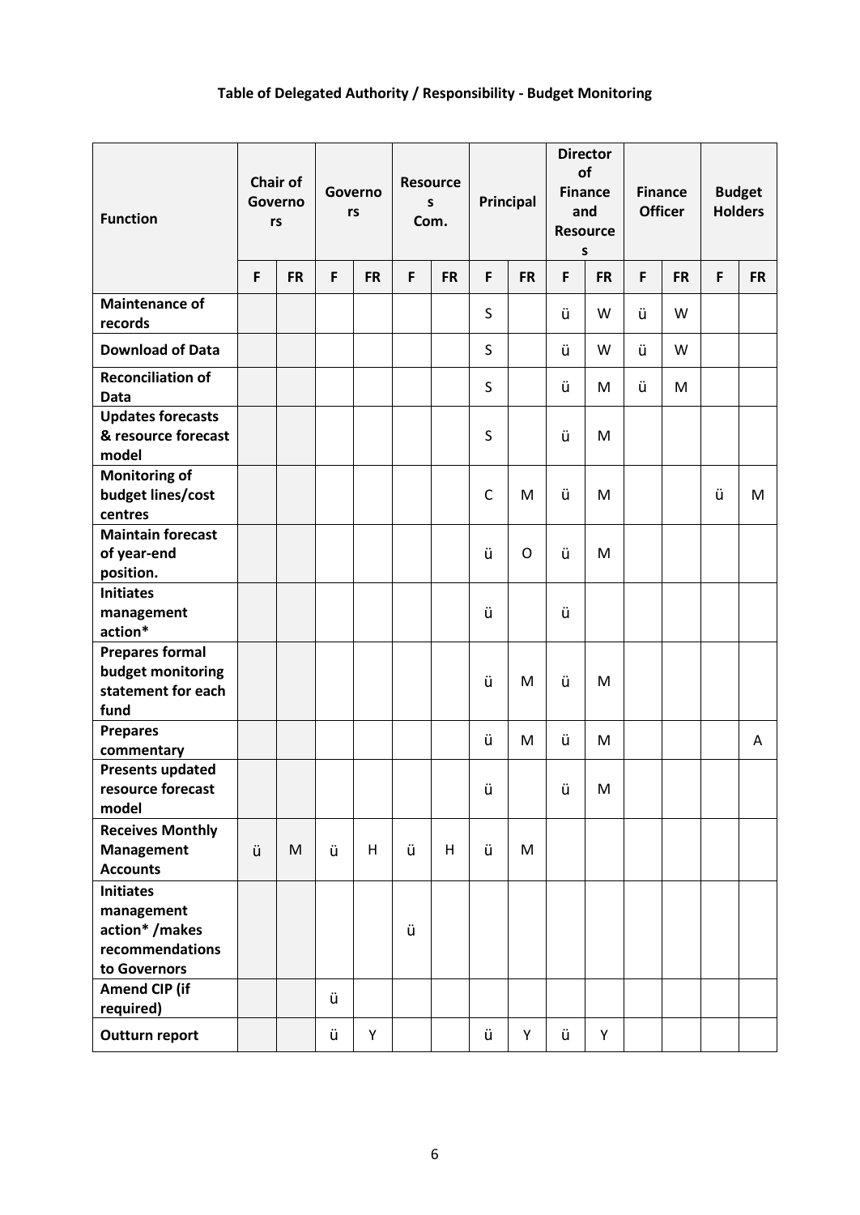# Table of Delegated Authority / Responsibility - Budget Monitoring

| Function | Chair of Governors | | Governors | | Resources Com. | | Principal | | Director of Finance and Resources | | Finance Officer | | Budget Holders | |
|---|---|---|---|---|---|---|---|---|---|---|---|---|---|---|
| | F | FR | F | FR | F | FR | F | FR | F | FR | F | FR | F | FR |
| **Maintenance of records** | | | | | | | S | | ü | W | ü | W | | |
| **Download of Data** | | | | | | | S | | ü | W | ü | W | | |
| **Reconciliation of Data** | | | | | | | S | | ü | M | ü | M | | |
| **Updates forecasts & resource forecast model** | | | | | | | S | | ü | M | | | | |
| **Monitoring of budget lines/cost centres** | | | | | | | C | M | ü | M | | | ü | M |
| **Maintain forecast of year-end position.** | | | | | | | ü | O | ü | M | | | | |
| **Initiates management action*** | | | | | | | ü | | ü | | | | | |
| **Prepares formal budget monitoring statement for each fund** | | | | | | | ü | M | ü | M | | | | |
| **Prepares commentary** | | | | | | | ü | M | ü | M | | | | A |
| **Presents updated resource forecast model** | | | | | | | ü | | ü | M | | | | |
| **Receives Monthly Management Accounts** | ü | M | ü | H | ü | H | ü | M | | | | | | |
| **Initiates management action* /makes recommendations to Governors** | | | | | ü | | | | | | | | | |
| **Amend CIP (if required)** | | | ü | | | | | | | | | | | |
| **Outturn report** | | | ü | Y | | | ü | Y | ü | Y | | | | |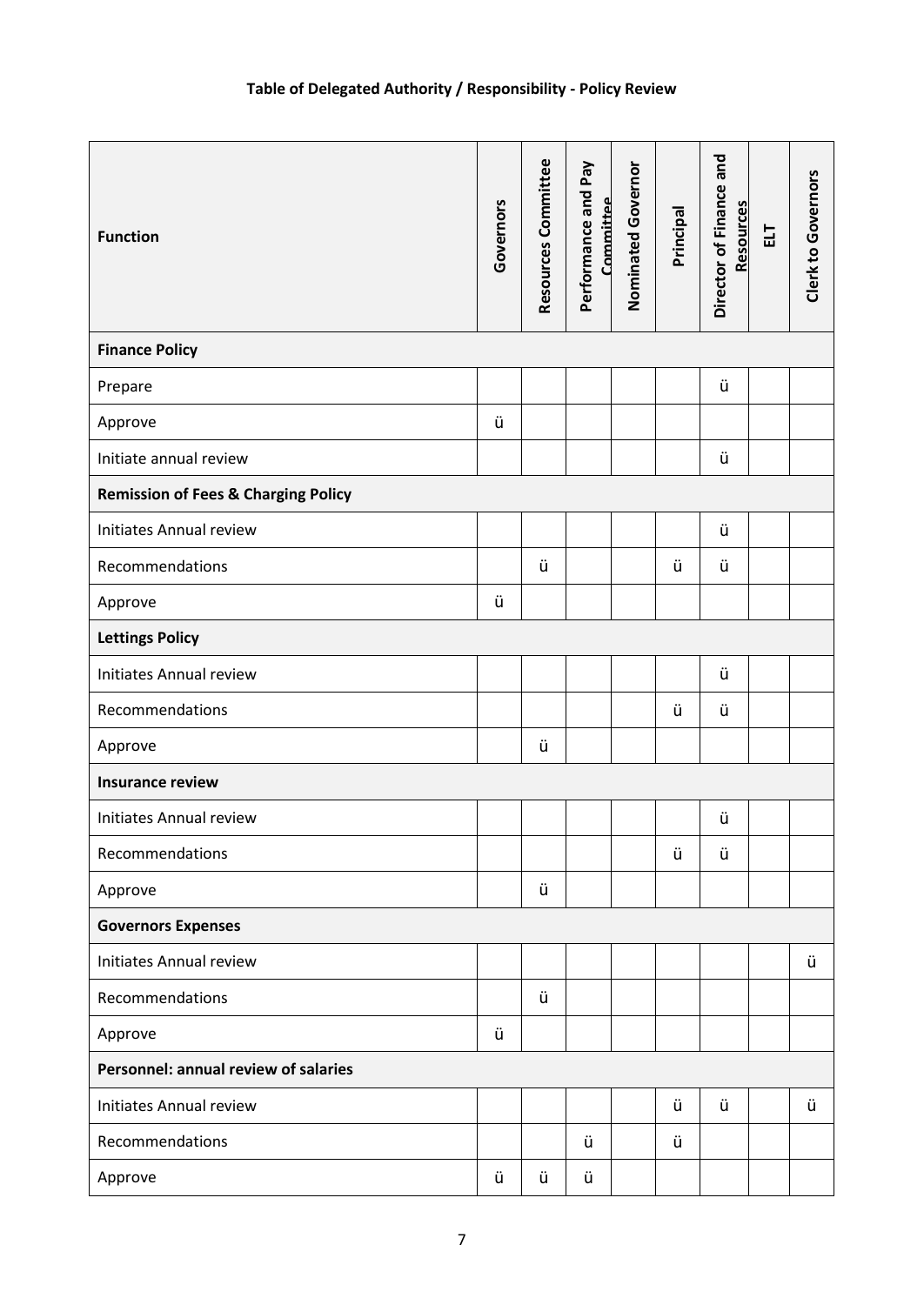## Table of Delegated Authority / Responsibility - Policy Review

| Function | Governors | Resources Committee | Performance and Pay Committee | Nominated Governor | Principal | Director of Finance and Resources | ELT | Clerk to Governors |
|---|---|---|---|---|---|---|---|---|
| **Finance Policy** | | | | | | | | |
| Prepare | | | | | | ü | | |
| Approve | ü | | | | | | | |
| Initiate annual review | | | | | | ü | | |
| **Remission of Fees & Charging Policy** | | | | | | | | |
| Initiates Annual review | | | | | | ü | | |
| Recommendations | | ü | | | ü | ü | | |
| Approve | ü | | | | | | | |
| **Lettings Policy** | | | | | | | | |
| Initiates Annual review | | | | | | ü | | |
| Recommendations | | | | | ü | ü | | |
| Approve | | ü | | | | | | |
| **Insurance review** | | | | | | | | |
| Initiates Annual review | | | | | | ü | | |
| Recommendations | | | | | ü | ü | | |
| Approve | | ü | | | | | | |
| **Governors Expenses** | | | | | | | | |
| Initiates Annual review | | | | | | | | ü |
| Recommendations | | ü | | | | | | |
| Approve | ü | | | | | | | |
| **Personnel: annual review of salaries** | | | | | | | | |
| Initiates Annual review | | | | | ü | ü | | ü |
| Recommendations | | | ü | | ü | | | |
| Approve | ü | ü | ü | | | | | |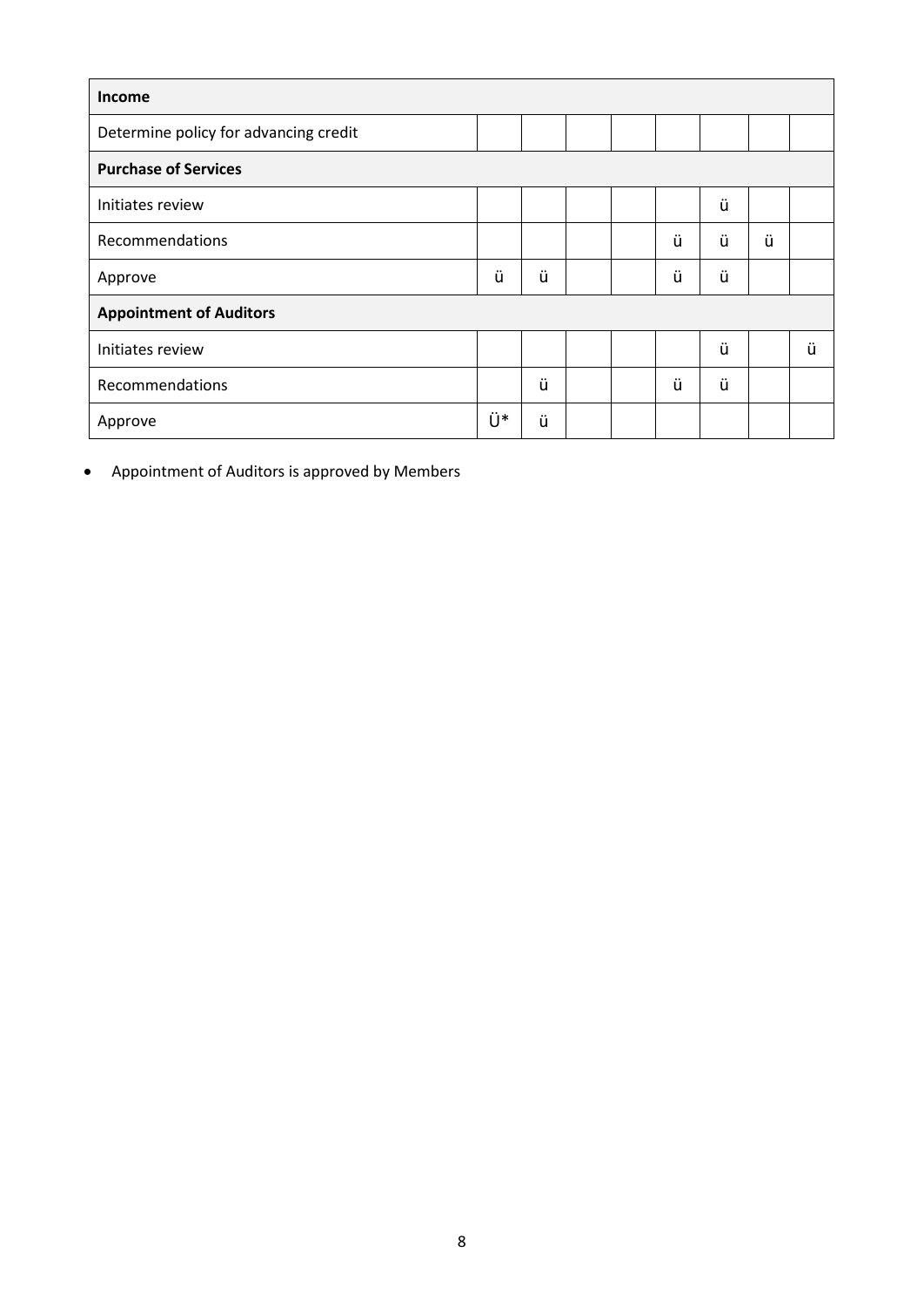| Income | | | | | | | | |
|---|---|---|---|---|---|---|---|---|
| Determine policy for advancing credit | | | | | | | | |
| **Purchase of Services** | | | | | | | | |
| Initiates review | | | | | | ü | | |
| Recommendations | | | | | ü | ü | ü | |
| Approve | ü | ü | | | ü | ü | | |
| **Appointment of Auditors** | | | | | | | | |
| Initiates review | | | | | | ü | | ü |
| Recommendations | | ü | | | ü | ü | | |
| Approve | Ü* | ü | | | | | | |

- Appointment of Auditors is approved by Members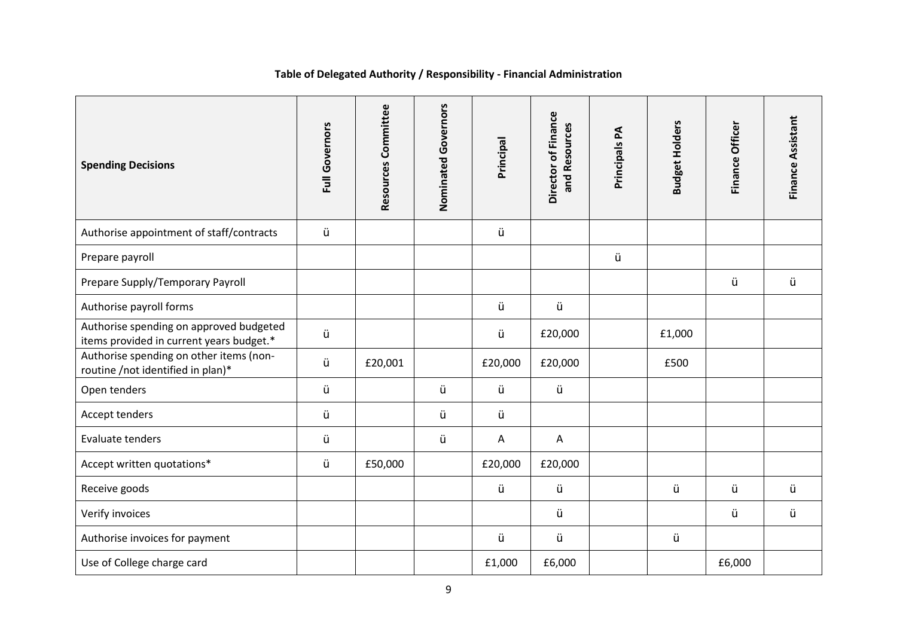**Table of Delegated Authority / Responsibility - Financial Administration**

| Spending Decisions | Full Governors | Resources Committee | Nominated Governors | Principal | Director of Finance and Resources | Principals PA | Budget Holders | Finance Officer | Finance Assistant |
|---|---|---|---|---|---|---|---|---|---|
| Authorise appointment of staff/contracts | ü | | | ü | | | | | |
| Prepare payroll | | | | | | ü | | | |
| Prepare Supply/Temporary Payroll | | | | | | | | ü | ü |
| Authorise payroll forms | | | | ü | ü | | | | |
| Authorise spending on approved budgeted items provided in current years budget.* | ü | | | ü | £20,000 | | £1,000 | | |
| Authorise spending on other items (non-routine /not identified in plan)* | ü | £20,001 | | £20,000 | £20,000 | | £500 | | |
| Open tenders | ü | | ü | ü | ü | | | | |
| Accept tenders | ü | | ü | ü | | | | | |
| Evaluate tenders | ü | | ü | A | A | | | | |
| Accept written quotations* | ü | £50,000 | | £20,000 | £20,000 | | | | |
| Receive goods | | | | ü | ü | | ü | ü | ü |
| Verify invoices | | | | | ü | | | ü | ü |
| Authorise invoices for payment | | | | ü | ü | | ü | | |
| Use of College charge card | | | | £1,000 | £6,000 | | | £6,000 | |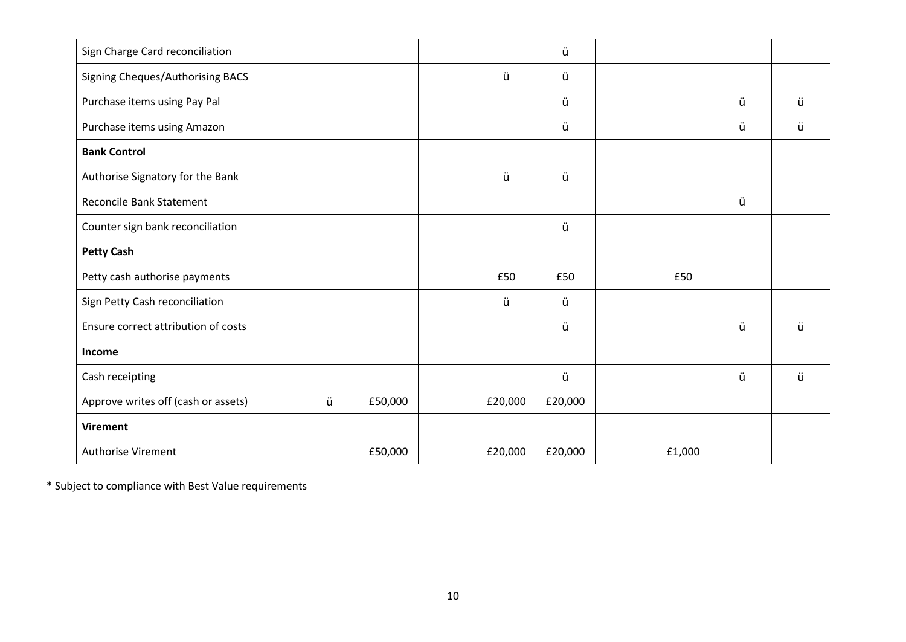| | | | | | | | | | |
|---|---|---|---|---|---|---|---|---|---|
| Sign Charge Card reconciliation | | | | | ü | | | | |
| Signing Cheques/Authorising BACS | | | | ü | ü | | | | |
| Purchase items using Pay Pal | | | | | ü | | | ü | ü |
| Purchase items using Amazon | | | | | ü | | | ü | ü |
| **Bank Control** | | | | | | | | | |
| Authorise Signatory for the Bank | | | | ü | ü | | | | |
| Reconcile Bank Statement | | | | | | | | ü | |
| Counter sign bank reconciliation | | | | | ü | | | | |
| **Petty Cash** | | | | | | | | | |
| Petty cash authorise payments | | | | £50 | £50 | | £50 | | |
| Sign Petty Cash reconciliation | | | | ü | ü | | | | |
| Ensure correct attribution of costs | | | | | ü | | | ü | ü |
| **Income** | | | | | | | | | |
| Cash receipting | | | | | ü | | | ü | ü |
| Approve writes off (cash or assets) | ü | £50,000 | | £20,000 | £20,000 | | | | |
| **Virement** | | | | | | | | | |
| Authorise Virement | | £50,000 | | £20,000 | £20,000 | | £1,000 | | |

* Subject to compliance with Best Value requirements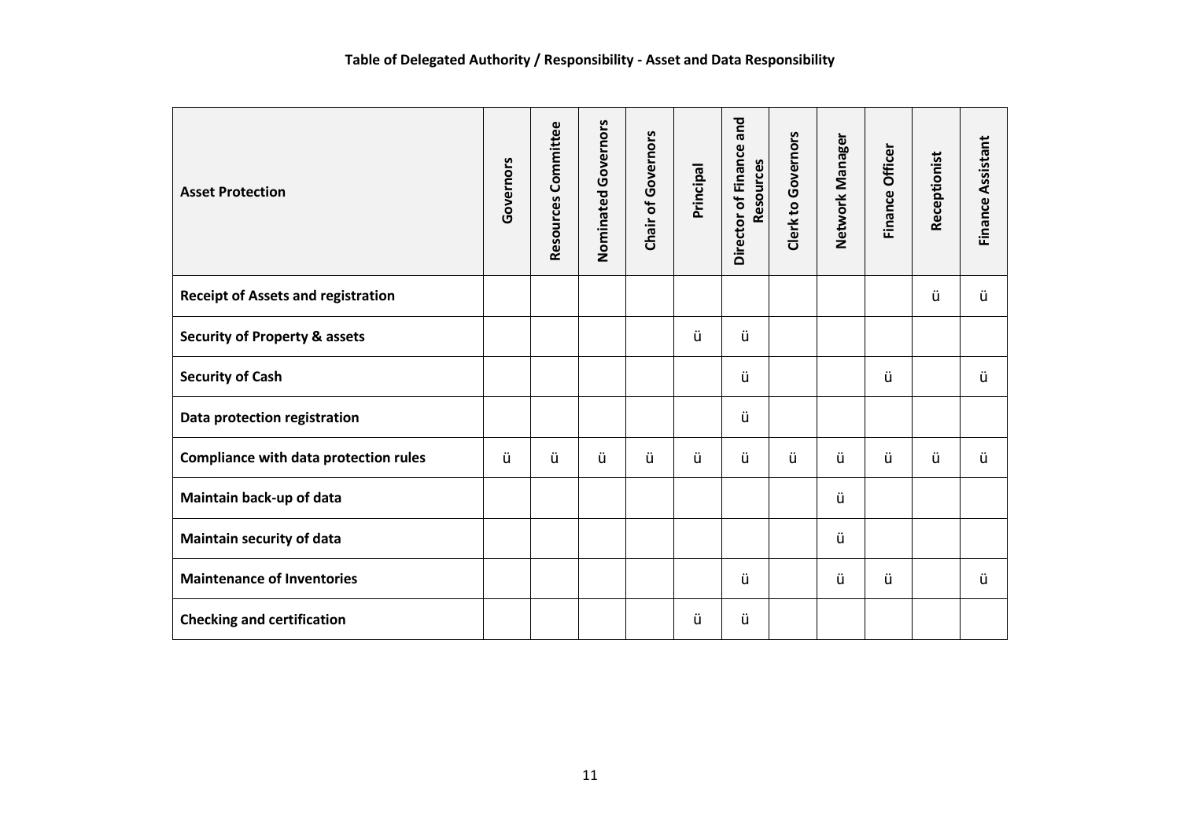**Table of Delegated Authority / Responsibility - Asset and Data Responsibility**

| Asset Protection | Governors | Resources Committee | Nominated Governors | Chair of Governors | Principal | Director of Finance and Resources | Clerk to Governors | Network Manager | Finance Officer | Receptionist | Finance Assistant |
|---|---|---|---|---|---|---|---|---|---|---|---|
| **Receipt of Assets and registration** | | | | | | | | | | ü | ü |
| **Security of Property & assets** | | | | | ü | ü | | | | | |
| **Security of Cash** | | | | | | ü | | | ü | | ü |
| **Data protection registration** | | | | | | ü | | | | | |
| **Compliance with data protection rules** | ü | ü | ü | ü | ü | ü | ü | ü | ü | ü | ü |
| **Maintain back-up of data** | | | | | | | | ü | | | |
| **Maintain security of data** | | | | | | | | ü | | | |
| **Maintenance of Inventories** | | | | | | ü | | ü | ü | | ü |
| **Checking and certification** | | | | | ü | ü | | | | | |